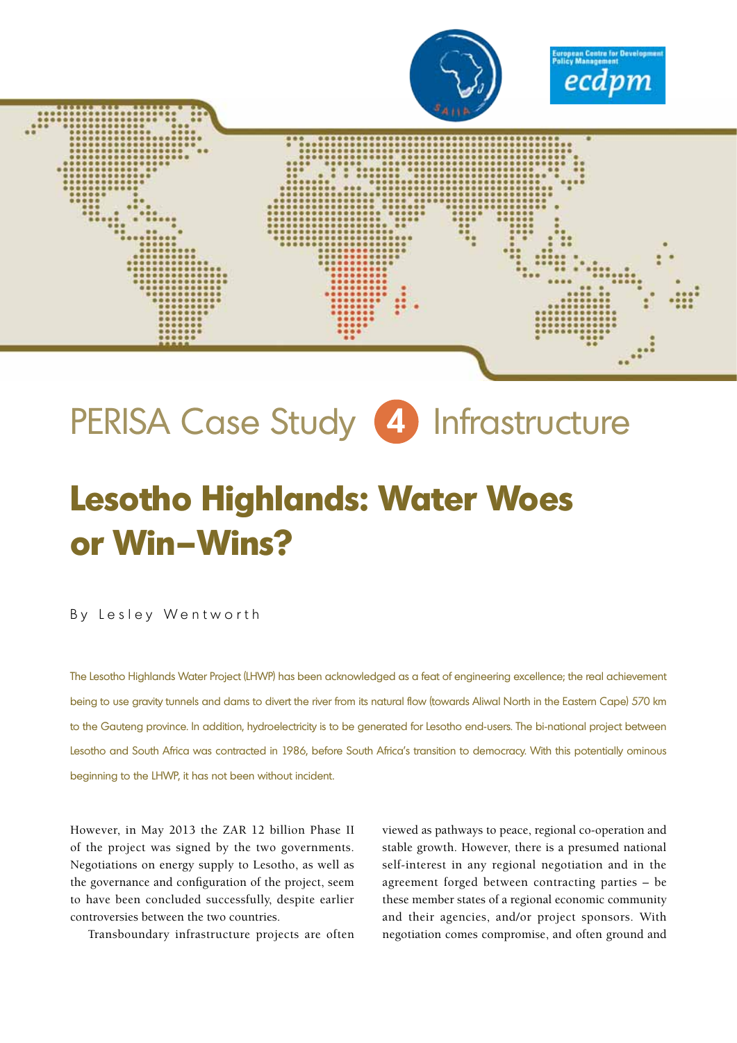PERISA Case Study 4 Infrastructure

# Lesotho Highlands: Water Woes or Win–Wins?

By Lesley Wentworth

The Lesotho Highlands Water Project (LHWP) has been acknowledged as a feat of engineering excellence; the real achievement being to use gravity tunnels and dams to divert the river from its natural flow (towards Aliwal North in the Eastern Cape) 570 km to the Gauteng province. In addition, hydroelectricity is to be generated for Lesotho end-users. The bi-national project between Lesotho and South Africa was contracted in 1986, before South Africa's transition to democracy. With this potentially ominous beginning to the LHWP, it has not been without incident.

However, in May 2013 the ZAR 12 billion Phase II of the project was signed by the two governments. Negotiations on energy supply to Lesotho, as well as the governance and configuration of the project, seem to have been concluded successfully, despite earlier controversies between the two countries.

Transboundary infrastructure projects are often viewed as pathways to peace, regional co-operation and stable growth. However, there is a presumed national self-interest in any regional negotiation and in the agreement forged between contracting parties – be these member states of a regional economic community and their agencies, and/or project sponsors. With negotiation comes compromise, and often ground and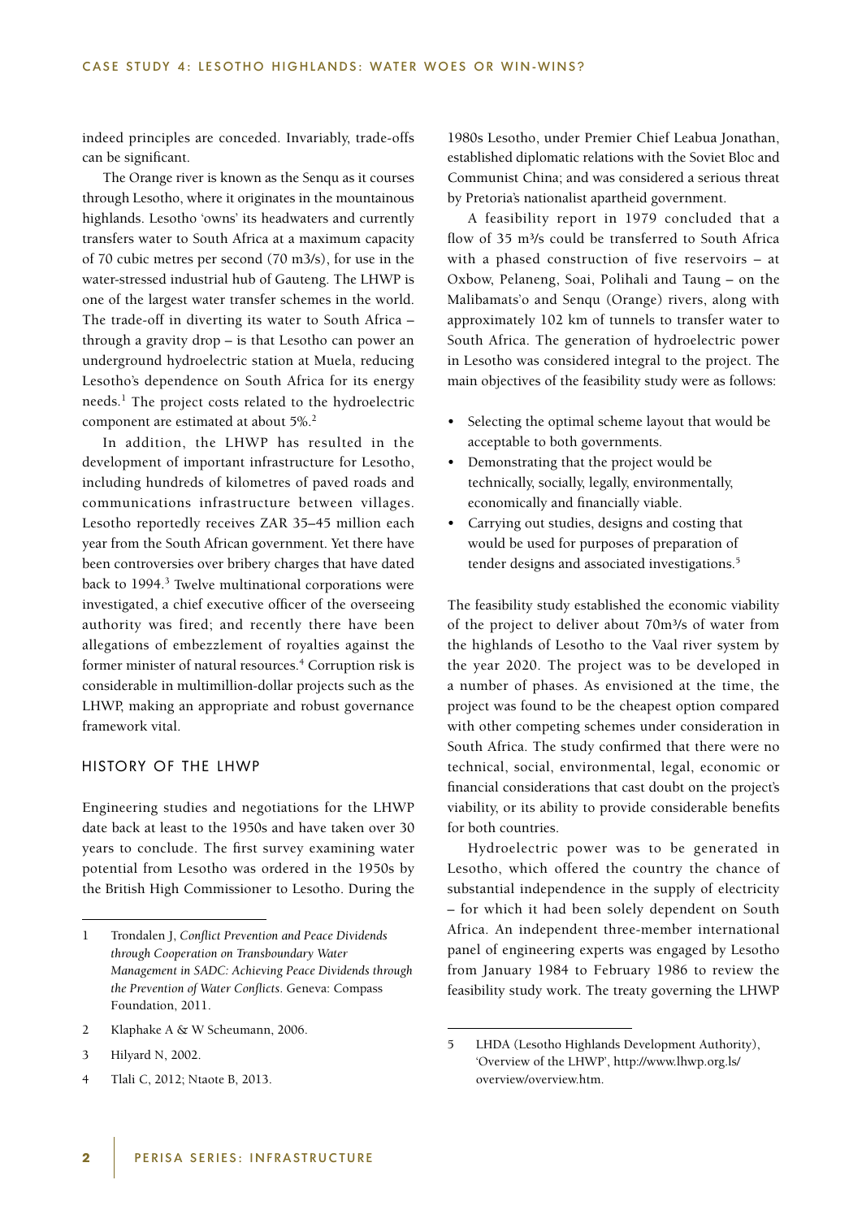indeed principles are conceded. Invariably, trade-offs can be significant.

The Orange river is known as the Senqu as it courses through Lesotho, where it originates in the mountainous highlands. Lesotho 'owns' its headwaters and currently transfers water to South Africa at a maximum capacity of 70 cubic metres per second (70 m3/s), for use in the water-stressed industrial hub of Gauteng. The LHWP is one of the largest water transfer schemes in the world. The trade-off in diverting its water to South Africa – through a gravity drop – is that Lesotho can power an underground hydroelectric station at Muela, reducing Lesotho's dependence on South Africa for its energy needs.[1] The project costs related to the hydroelectric component are estimated at about 5%.[2]

In addition, the LHWP has resulted in the development of important infrastructure for Lesotho, including hundreds of kilometres of paved roads and communications infrastructure between villages. Lesotho reportedly receives ZAR 35–45 million each year from the South African government. Yet there have been controversies over bribery charges that have dated back to 1994.[3] Twelve multinational corporations were investigated, a chief executive officer of the overseeing authority was fired; and recently there have been allegations of embezzlement of royalties against the former minister of natural resources.[4] Corruption risk is considerable in multimillion-dollar projects such as the LHWP, making an appropriate and robust governance framework vital.

## HISTORY OF THE LHWP

Engineering studies and negotiations for the LHWP date back at least to the 1950s and have taken over 30 years to conclude. The first survey examining water potential from Lesotho was ordered in the 1950s by the British High Commissioner to Lesotho. During the 1980s Lesotho, under Premier Chief Leabua Jonathan, established diplomatic relations with the Soviet Bloc and Communist China; and was considered a serious threat by Pretoria's nationalist apartheid government.

A feasibility report in 1979 concluded that a flow of 35 m³/s could be transferred to South Africa with a phased construction of five reservoirs – at Oxbow, Pelaneng, Soai, Polihali and Taung – on the Malibamats'o and Senqu (Orange) rivers, along with approximately 102 km of tunnels to transfer water to South Africa. The generation of hydroelectric power in Lesotho was considered integral to the project. The main objectives of the feasibility study were as follows:

- Selecting the optimal scheme layout that would be acceptable to both governments.
- Demonstrating that the project would be technically, socially, legally, environmentally, economically and financially viable.
- Carrying out studies, designs and costing that would be used for purposes of preparation of tender designs and associated investigations.[5]

The feasibility study established the economic viability of the project to deliver about 70m³/s of water from the highlands of Lesotho to the Vaal river system by the year 2020. The project was to be developed in a number of phases. As envisioned at the time, the project was found to be the cheapest option compared with other competing schemes under consideration in South Africa. The study confirmed that there were no technical, social, environmental, legal, economic or financial considerations that cast doubt on the project's viability, or its ability to provide considerable benefits for both countries.

Hydroelectric power was to be generated in Lesotho, which offered the country the chance of substantial independence in the supply of electricity – for which it had been solely dependent on South Africa. An independent three-member international panel of engineering experts was engaged by Lesotho from January 1984 to February 1986 to review the feasibility study work. The treaty governing the LHWP

---

1 Trondalen J, *Conflict Prevention and Peace Dividends through Cooperation on Transboundary Water Management in SADC: Achieving Peace Dividends through the Prevention of Water Conflicts*. Geneva: Compass Foundation, 2011.

2 Klaphake A & W Scheumann, 2006.

3 Hilyard N, 2002.

4 Tlali C, 2012; Ntaote B, 2013.

5 LHDA (Lesotho Highlands Development Authority), 'Overview of the LHWP', http://www.lhwp.org.ls/overview/overview.htm.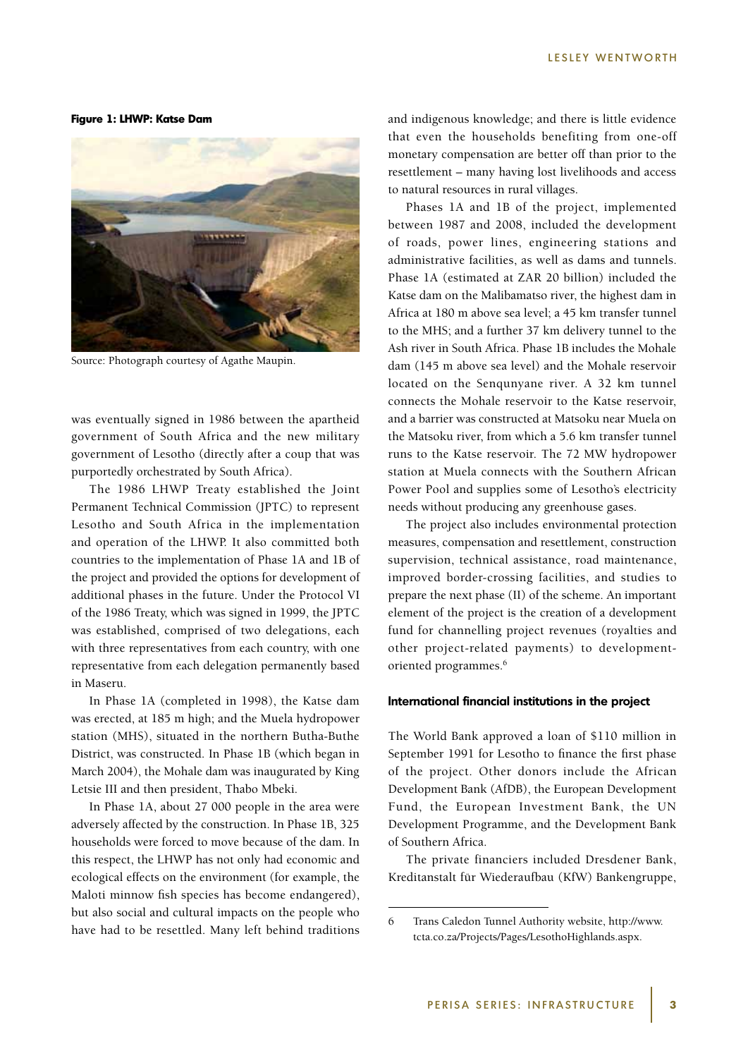**Figure 1: LHWP: Katse Dam**

Source: Photograph courtesy of Agathe Maupin.

was eventually signed in 1986 between the apartheid government of South Africa and the new military government of Lesotho (directly after a coup that was purportedly orchestrated by South Africa).

The 1986 LHWP Treaty established the Joint Permanent Technical Commission (JPTC) to represent Lesotho and South Africa in the implementation and operation of the LHWP. It also committed both countries to the implementation of Phase 1A and 1B of the project and provided the options for development of additional phases in the future. Under the Protocol VI of the 1986 Treaty, which was signed in 1999, the JPTC was established, comprised of two delegations, each with three representatives from each country, with one representative from each delegation permanently based in Maseru.

In Phase 1A (completed in 1998), the Katse dam was erected, at 185 m high; and the Muela hydropower station (MHS), situated in the northern Butha-Buthe District, was constructed. In Phase 1B (which began in March 2004), the Mohale dam was inaugurated by King Letsie III and then president, Thabo Mbeki.

In Phase 1A, about 27 000 people in the area were adversely affected by the construction. In Phase 1B, 325 households were forced to move because of the dam. In this respect, the LHWP has not only had economic and ecological effects on the environment (for example, the Maloti minnow fish species has become endangered), but also social and cultural impacts on the people who have had to be resettled. Many left behind traditions and indigenous knowledge; and there is little evidence that even the households benefiting from one-off monetary compensation are better off than prior to the resettlement – many having lost livelihoods and access to natural resources in rural villages.

Phases 1A and 1B of the project, implemented between 1987 and 2008, included the development of roads, power lines, engineering stations and administrative facilities, as well as dams and tunnels. Phase 1A (estimated at ZAR 20 billion) included the Katse dam on the Malibamatso river, the highest dam in Africa at 180 m above sea level; a 45 km transfer tunnel to the MHS; and a further 37 km delivery tunnel to the Ash river in South Africa. Phase 1B includes the Mohale dam (145 m above sea level) and the Mohale reservoir located on the Senqunyane river. A 32 km tunnel connects the Mohale reservoir to the Katse reservoir, and a barrier was constructed at Matsoku near Muela on the Matsoku river, from which a 5.6 km transfer tunnel runs to the Katse reservoir. The 72 MW hydropower station at Muela connects with the Southern African Power Pool and supplies some of Lesotho's electricity needs without producing any greenhouse gases.

The project also includes environmental protection measures, compensation and resettlement, construction supervision, technical assistance, road maintenance, improved border-crossing facilities, and studies to prepare the next phase (II) of the scheme. An important element of the project is the creation of a development fund for channelling project revenues (royalties and other project-related payments) to development-oriented programmes.[6]

#### International financial institutions in the project

The World Bank approved a loan of $110 million in September 1991 for Lesotho to finance the first phase of the project. Other donors include the African Development Bank (AfDB), the European Development Fund, the European Investment Bank, the UN Development Programme, and the Development Bank of Southern Africa.

The private financiers included Dresdener Bank, Kreditanstalt für Wiederaufbau (KfW) Bankengruppe,

6 Trans Caledon Tunnel Authority website, http://www.tcta.co.za/Projects/Pages/LesothoHighlands.aspx.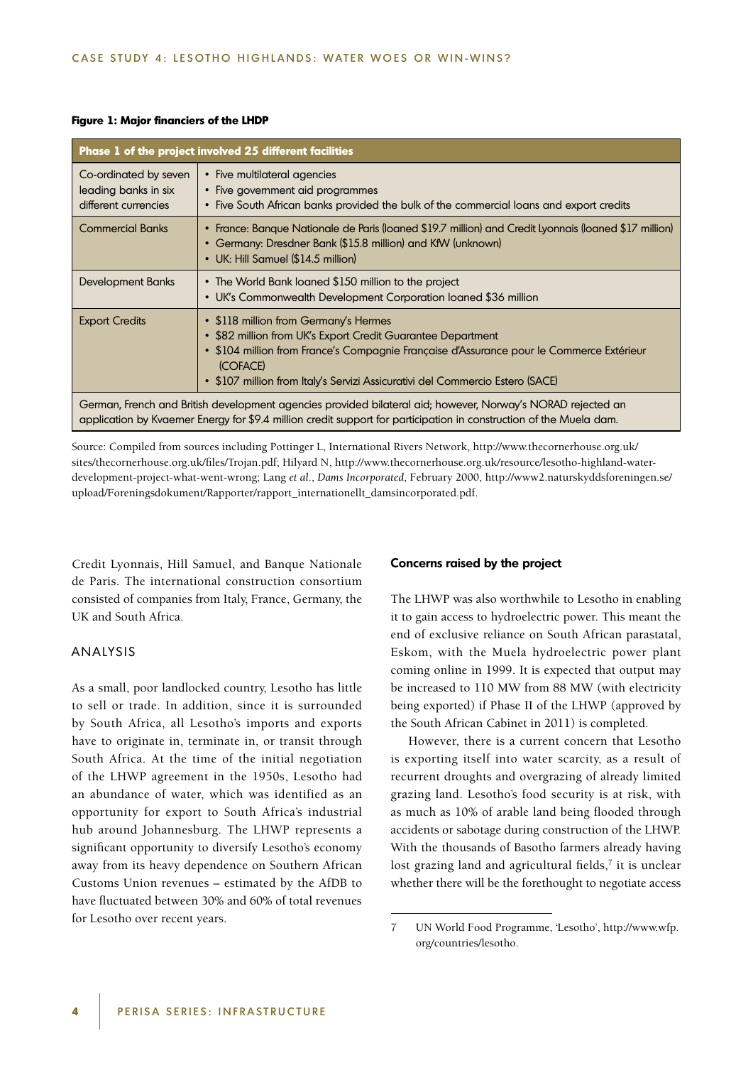**Figure 1: Major financiers of the LHDP**

| Phase 1 of the project involved 25 different facilities | |
|---|---|
| Co-ordinated by seven leading banks in six different currencies | • Five multilateral agencies<br>• Five government aid programmes<br>• Five South African banks provided the bulk of the commercial loans and export credits |
| Commercial Banks | • France: Banque Nationale de Paris (loaned $19.7 million) and Credit Lyonnais (loaned $17 million)<br>• Germany: Dresdner Bank ($15.8 million) and KfW (unknown)<br>• UK: Hill Samuel ($14.5 million) |
| Development Banks | • The World Bank loaned $150 million to the project<br>• UK's Commonwealth Development Corporation loaned $36 million |
| Export Credits | • $118 million from Germany's Hermes<br>• $82 million from UK's Export Credit Guarantee Department<br>• $104 million from France's Compagnie Française d'Assurance pour le Commerce Extérieur (COFACE)<br>• $107 million from Italy's Servizi Assicurativi del Commercio Estero (SACE) |
| German, French and British development agencies provided bilateral aid; however, Norway's NORAD rejected an application by Kvaerner Energy for $9.4 million credit support for participation in construction of the Muela dam. | |

Source: Compiled from sources including Pottinger L, International Rivers Network, http://www.thecornerhouse.org.uk/sites/thecornerhouse.org.uk/files/Trojan.pdf; Hilyard N, http://www.thecornerhouse.org.uk/resource/lesotho-highland-water-development-project-what-went-wrong; Lang *et al*., *Dams Incorporated*, February 2000, http://www2.naturskyddsforeningen.se/upload/Foreningsdokument/Rapporter/rapport_internationellt_damsincorporated.pdf.

Credit Lyonnais, Hill Samuel, and Banque Nationale de Paris. The international construction consortium consisted of companies from Italy, France, Germany, the UK and South Africa.

## ANALYSIS

As a small, poor landlocked country, Lesotho has little to sell or trade. In addition, since it is surrounded by South Africa, all Lesotho's imports and exports have to originate in, terminate in, or transit through South Africa. At the time of the initial negotiation of the LHWP agreement in the 1950s, Lesotho had an abundance of water, which was identified as an opportunity for export to South Africa's industrial hub around Johannesburg. The LHWP represents a significant opportunity to diversify Lesotho's economy away from its heavy dependence on Southern African Customs Union revenues – estimated by the AfDB to have fluctuated between 30% and 60% of total revenues for Lesotho over recent years.

### Concerns raised by the project

The LHWP was also worthwhile to Lesotho in enabling it to gain access to hydroelectric power. This meant the end of exclusive reliance on South African parastatal, Eskom, with the Muela hydroelectric power plant coming online in 1999. It is expected that output may be increased to 110 MW from 88 MW (with electricity being exported) if Phase II of the LHWP (approved by the South African Cabinet in 2011) is completed.

However, there is a current concern that Lesotho is exporting itself into water scarcity, as a result of recurrent droughts and overgrazing of already limited grazing land. Lesotho's food security is at risk, with as much as 10% of arable land being flooded through accidents or sabotage during construction of the LHWP. With the thousands of Basotho farmers already having lost grazing land and agricultural fields,[7] it is unclear whether there will be the forethought to negotiate access

7 UN World Food Programme, 'Lesotho', http://www.wfp.org/countries/lesotho.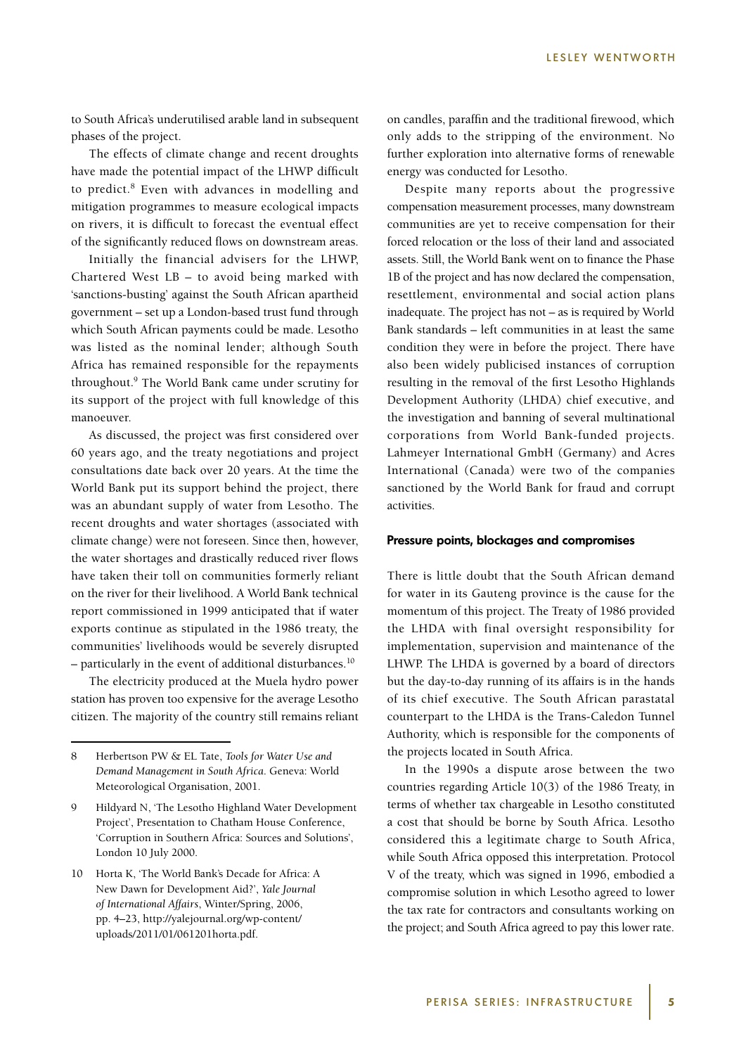to South Africa's underutilised arable land in subsequent phases of the project.

The effects of climate change and recent droughts have made the potential impact of the LHWP difficult to predict.[8] Even with advances in modelling and mitigation programmes to measure ecological impacts on rivers, it is difficult to forecast the eventual effect of the significantly reduced flows on downstream areas.

Initially the financial advisers for the LHWP, Chartered West LB – to avoid being marked with 'sanctions-busting' against the South African apartheid government – set up a London-based trust fund through which South African payments could be made. Lesotho was listed as the nominal lender; although South Africa has remained responsible for the repayments throughout.[9] The World Bank came under scrutiny for its support of the project with full knowledge of this manoeuver.

As discussed, the project was first considered over 60 years ago, and the treaty negotiations and project consultations date back over 20 years. At the time the World Bank put its support behind the project, there was an abundant supply of water from Lesotho. The recent droughts and water shortages (associated with climate change) were not foreseen. Since then, however, the water shortages and drastically reduced river flows have taken their toll on communities formerly reliant on the river for their livelihood. A World Bank technical report commissioned in 1999 anticipated that if water exports continue as stipulated in the 1986 treaty, the communities' livelihoods would be severely disrupted – particularly in the event of additional disturbances.[10]

The electricity produced at the Muela hydro power station has proven too expensive for the average Lesotho citizen. The majority of the country still remains reliant on candles, paraffin and the traditional firewood, which only adds to the stripping of the environment. No further exploration into alternative forms of renewable energy was conducted for Lesotho.

Despite many reports about the progressive compensation measurement processes, many downstream communities are yet to receive compensation for their forced relocation or the loss of their land and associated assets. Still, the World Bank went on to finance the Phase 1B of the project and has now declared the compensation, resettlement, environmental and social action plans inadequate. The project has not – as is required by World Bank standards – left communities in at least the same condition they were in before the project. There have also been widely publicised instances of corruption resulting in the removal of the first Lesotho Highlands Development Authority (LHDA) chief executive, and the investigation and banning of several multinational corporations from World Bank-funded projects. Lahmeyer International GmbH (Germany) and Acres International (Canada) were two of the companies sanctioned by the World Bank for fraud and corrupt activities.

### Pressure points, blockages and compromises

There is little doubt that the South African demand for water in its Gauteng province is the cause for the momentum of this project. The Treaty of 1986 provided the LHDA with final oversight responsibility for implementation, supervision and maintenance of the LHWP. The LHDA is governed by a board of directors but the day-to-day running of its affairs is in the hands of its chief executive. The South African parastatal counterpart to the LHDA is the Trans-Caledon Tunnel Authority, which is responsible for the components of the projects located in South Africa.

In the 1990s a dispute arose between the two countries regarding Article 10(3) of the 1986 Treaty, in terms of whether tax chargeable in Lesotho constituted a cost that should be borne by South Africa. Lesotho considered this a legitimate charge to South Africa, while South Africa opposed this interpretation. Protocol V of the treaty, which was signed in 1996, embodied a compromise solution in which Lesotho agreed to lower the tax rate for contractors and consultants working on the project; and South Africa agreed to pay this lower rate.

---

8 Herbertson PW & EL Tate, *Tools for Water Use and Demand Management in South Africa*. Geneva: World Meteorological Organisation, 2001.

9 Hildyard N, 'The Lesotho Highland Water Development Project', Presentation to Chatham House Conference, 'Corruption in Southern Africa: Sources and Solutions', London 10 July 2000.

10 Horta K, 'The World Bank's Decade for Africa: A New Dawn for Development Aid?', *Yale Journal of International Affairs*, Winter/Spring, 2006, pp. 4–23, http://yalejournal.org/wp-content/uploads/2011/01/061201horta.pdf.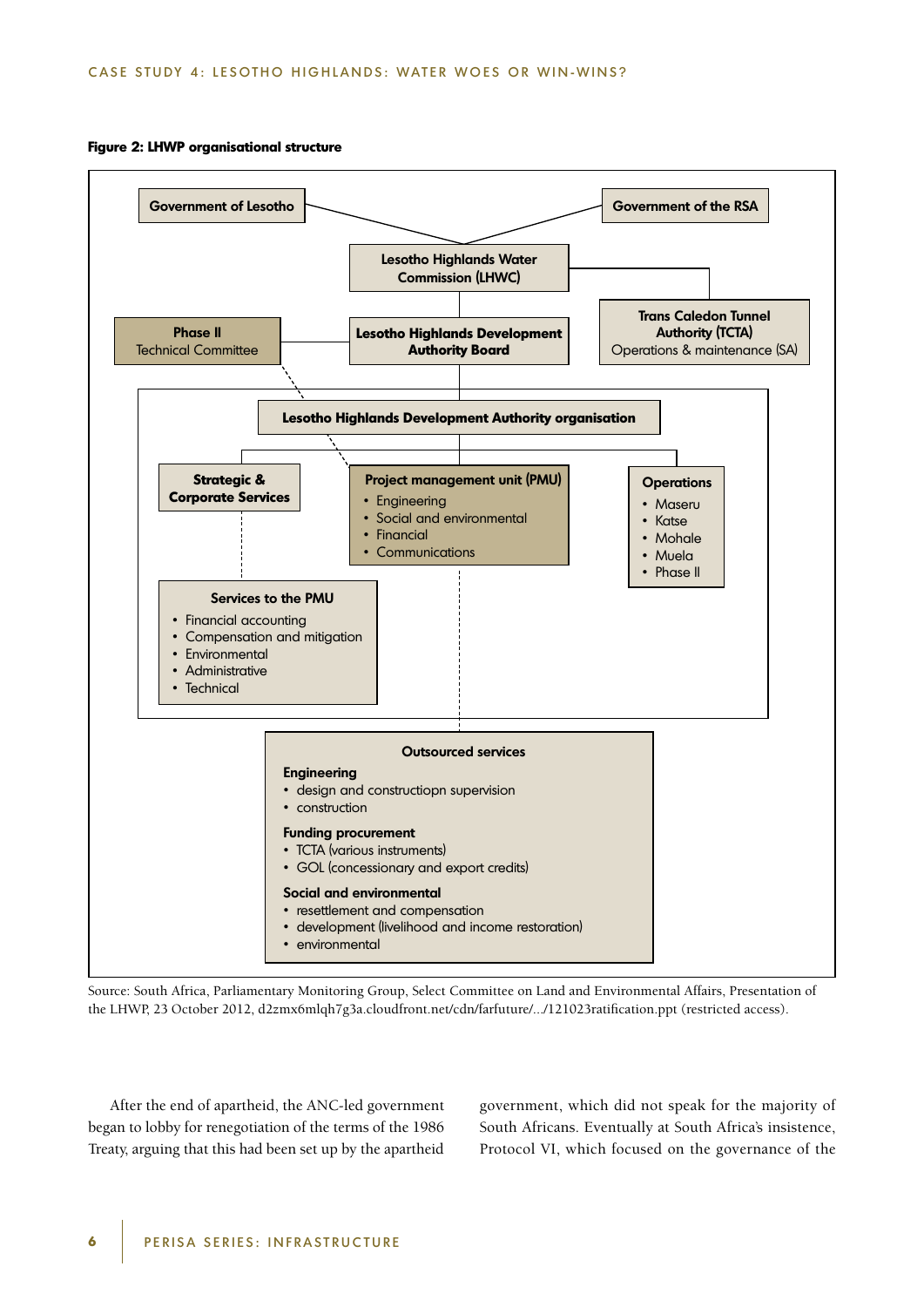**Figure 2: LHWP organisational structure**

Government of Lesotho

Government of the RSA

Lesotho Highlands Water Commission (LHWC)

Phase II Technical Committee

Lesotho Highlands Development Authority Board

Trans Caledon Tunnel Authority (TCTA) Operations & maintenance (SA)

Lesotho Highlands Development Authority organisation

**Strategic & Corporate Services**

**Project management unit (PMU)**
- Engineering
- Social and environmental
- Financial
- Communications

**Operations**
- Maseru
- Katse
- Mohale
- Muela
- Phase II

**Services to the PMU**
- Financial accounting
- Compensation and mitigation
- Environmental
- Administrative
- Technical

**Outsourced services**

**Engineering**
- design and constructiopn supervision
- construction

**Funding procurement**
- TCTA (various instruments)
- GOL (concessionary and export credits)

**Social and environmental**
- resettlement and compensation
- development (livelihood and income restoration)
- environmental

Source: South Africa, Parliamentary Monitoring Group, Select Committee on Land and Environmental Affairs, Presentation of the LHWP, 23 October 2012, d2zmx6mlqh7g3a.cloudfront.net/cdn/farfuture/.../121023ratification.ppt (restricted access).

After the end of apartheid, the ANC-led government began to lobby for renegotiation of the terms of the 1986 Treaty, arguing that this had been set up by the apartheid government, which did not speak for the majority of South Africans. Eventually at South Africa's insistence, Protocol VI, which focused on the governance of the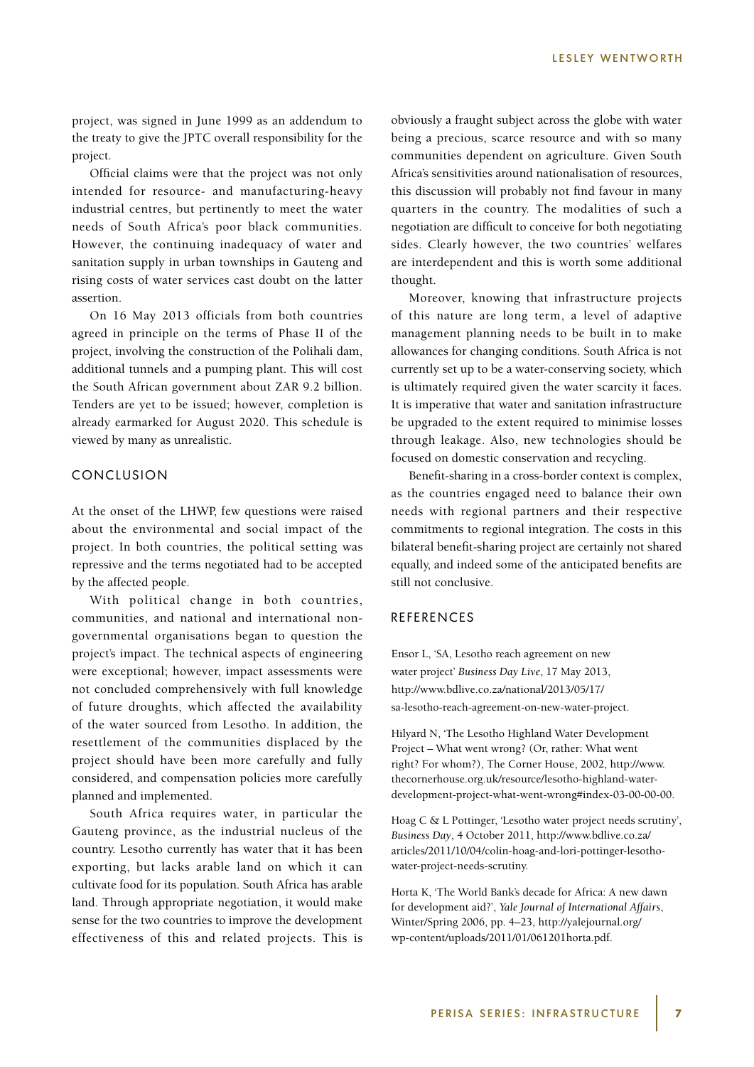project, was signed in June 1999 as an addendum to the treaty to give the JPTC overall responsibility for the project.

Official claims were that the project was not only intended for resource- and manufacturing-heavy industrial centres, but pertinently to meet the water needs of South Africa's poor black communities. However, the continuing inadequacy of water and sanitation supply in urban townships in Gauteng and rising costs of water services cast doubt on the latter assertion.

On 16 May 2013 officials from both countries agreed in principle on the terms of Phase II of the project, involving the construction of the Polihali dam, additional tunnels and a pumping plant. This will cost the South African government about ZAR 9.2 billion. Tenders are yet to be issued; however, completion is already earmarked for August 2020. This schedule is viewed by many as unrealistic.

## CONCLUSION

At the onset of the LHWP, few questions were raised about the environmental and social impact of the project. In both countries, the political setting was repressive and the terms negotiated had to be accepted by the affected people.

With political change in both countries, communities, and national and international non-governmental organisations began to question the project's impact. The technical aspects of engineering were exceptional; however, impact assessments were not concluded comprehensively with full knowledge of future droughts, which affected the availability of the water sourced from Lesotho. In addition, the resettlement of the communities displaced by the project should have been more carefully and fully considered, and compensation policies more carefully planned and implemented.

South Africa requires water, in particular the Gauteng province, as the industrial nucleus of the country. Lesotho currently has water that it has been exporting, but lacks arable land on which it can cultivate food for its population. South Africa has arable land. Through appropriate negotiation, it would make sense for the two countries to improve the development effectiveness of this and related projects. This is obviously a fraught subject across the globe with water being a precious, scarce resource and with so many communities dependent on agriculture. Given South Africa's sensitivities around nationalisation of resources, this discussion will probably not find favour in many quarters in the country. The modalities of such a negotiation are difficult to conceive for both negotiating sides. Clearly however, the two countries' welfares are interdependent and this is worth some additional thought.

Moreover, knowing that infrastructure projects of this nature are long term, a level of adaptive management planning needs to be built in to make allowances for changing conditions. South Africa is not currently set up to be a water-conserving society, which is ultimately required given the water scarcity it faces. It is imperative that water and sanitation infrastructure be upgraded to the extent required to minimise losses through leakage. Also, new technologies should be focused on domestic conservation and recycling.

Benefit-sharing in a cross-border context is complex, as the countries engaged need to balance their own needs with regional partners and their respective commitments to regional integration. The costs in this bilateral benefit-sharing project are certainly not shared equally, and indeed some of the anticipated benefits are still not conclusive.

## REFERENCES

Ensor L, 'SA, Lesotho reach agreement on new water project' *Business Day Live*, 17 May 2013, http://www.bdlive.co.za/national/2013/05/17/sa-lesotho-reach-agreement-on-new-water-project.

Hilyard N, 'The Lesotho Highland Water Development Project – What went wrong? (Or, rather: What went right? For whom?), The Corner House, 2002, http://www.thecornerhouse.org.uk/resource/lesotho-highland-water-development-project-what-went-wrong#index-03-00-00-00.

Hoag C & L Pottinger, 'Lesotho water project needs scrutiny', *Business Day*, 4 October 2011, http://www.bdlive.co.za/articles/2011/10/04/colin-hoag-and-lori-pottinger-lesotho-water-project-needs-scrutiny.

Horta K, 'The World Bank's decade for Africa: A new dawn for development aid?', *Yale Journal of International Affairs*, Winter/Spring 2006, pp. 4–23, http://yalejournal.org/wp-content/uploads/2011/01/061201horta.pdf.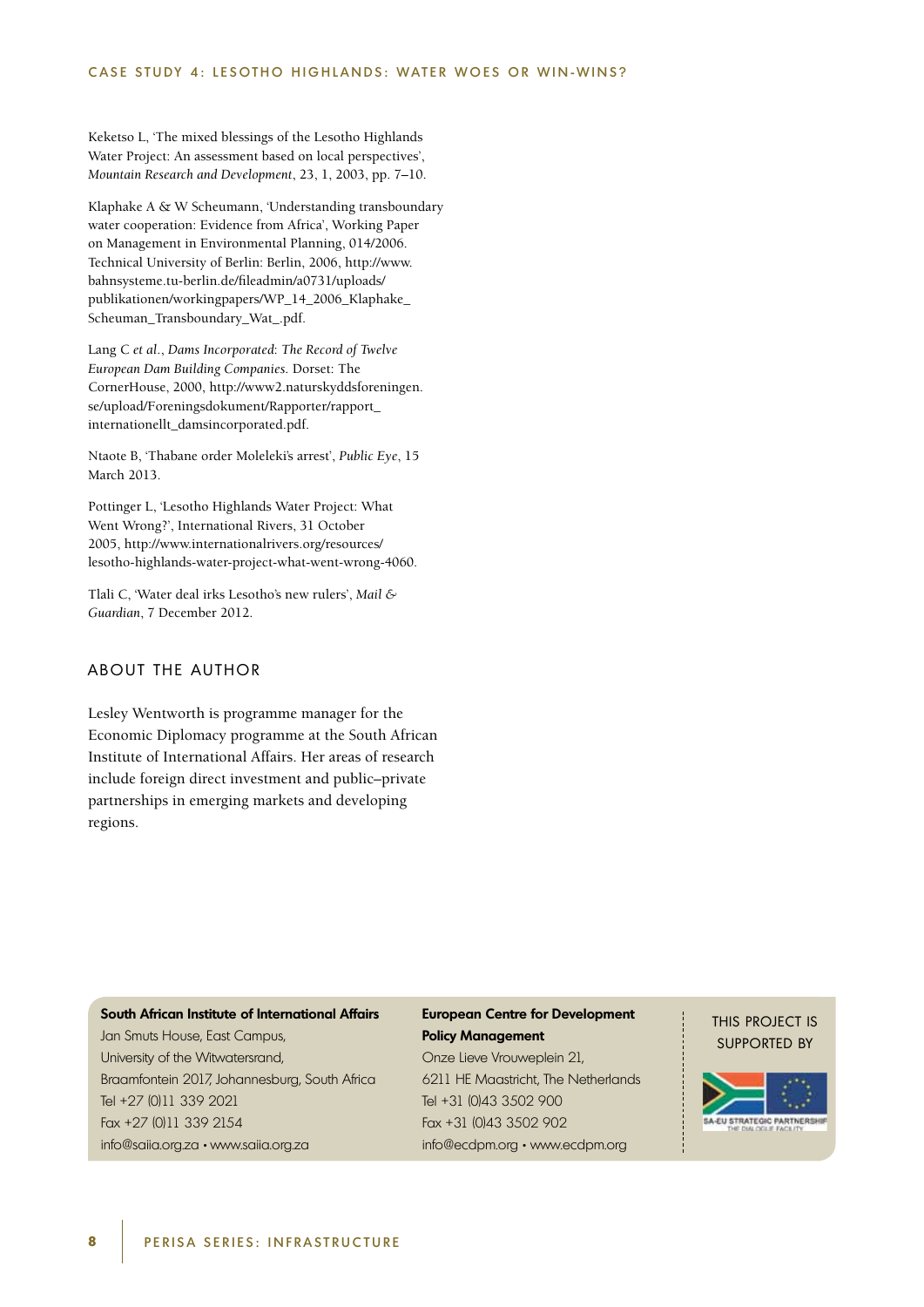Keketso L, 'The mixed blessings of the Lesotho Highlands Water Project: An assessment based on local perspectives', *Mountain Research and Development*, 23, 1, 2003, pp. 7–10.

Klaphake A & W Scheumann, 'Understanding transboundary water cooperation: Evidence from Africa', Working Paper on Management in Environmental Planning, 014/2006. Technical University of Berlin: Berlin, 2006, http://www.bahnsysteme.tu-berlin.de/fileadmin/a0731/uploads/publikationen/workingpapers/WP_14_2006_Klaphake_Scheuman_Transboundary_Wat_.pdf.

Lang C *et al.*, *Dams Incorporated: The Record of Twelve European Dam Building Companies*. Dorset: The CornerHouse, 2000, http://www2.naturskyddsforeningen.se/upload/Foreningsdokument/Rapporter/rapport_internationellt_damsincorporated.pdf.

Ntaote B, 'Thabane order Moleleki's arrest', *Public Eye*, 15 March 2013.

Pottinger L, 'Lesotho Highlands Water Project: What Went Wrong?', International Rivers, 31 October 2005, http://www.internationalrivers.org/resources/lesotho-highlands-water-project-what-went-wrong-4060.

Tlali C, 'Water deal irks Lesotho's new rulers', *Mail & Guardian*, 7 December 2012.

## ABOUT THE AUTHOR

Lesley Wentworth is programme manager for the Economic Diplomacy programme at the South African Institute of International Affairs. Her areas of research include foreign direct investment and public–private partnerships in emerging markets and developing regions.

**South African Institute of International Affairs**
Jan Smuts House, East Campus,
University of the Witwatersrand,
Braamfontein 2017, Johannesburg, South Africa
Tel +27 (0)11 339 2021
Fax +27 (0)11 339 2154
info@saiia.org.za • www.saiia.org.za

**European Centre for Development Policy Management**
Onze Lieve Vrouweplein 21,
6211 HE Maastricht, The Netherlands
Tel +31 (0)43 3502 900
Fax +31 (0)43 3502 902
info@ecdpm.org • www.ecdpm.org

THIS PROJECT IS SUPPORTED BY

SA-EU STRATEGIC PARTNERSHIP
THE DIALOGUE FACILITY